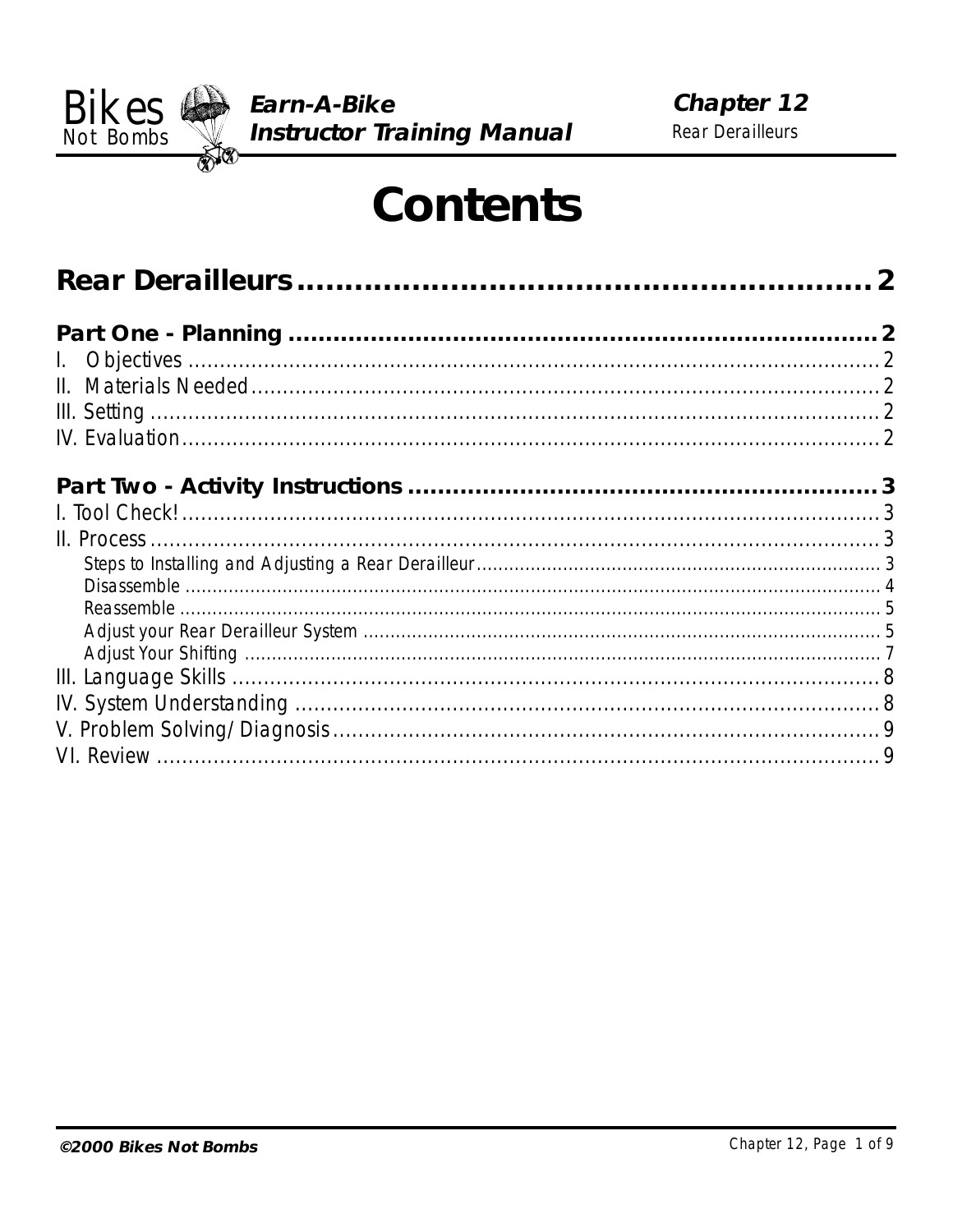# Contents

**Rear Derailleurs** .......................................................... 2

**Part One - Planning** .......................................................... 2

I. Objectives .......................................................... 2

II. Materials Needed .......................................................... 2

III. Setting .......................................................... 2

IV. Evaluation .......................................................... 2

**Part Two - Activity Instructions** .......................................................... 3

I. Tool Check! .......................................................... 3

II. Process .......................................................... 3

- Steps to Installing and Adjusting a Rear Derailleur .......................................................... 3
- Disassemble .......................................................... 4
- Reassemble .......................................................... 5
- Adjust your Rear Derailleur System .......................................................... 5
- Adjust Your Shifting .......................................................... 7

III. Language Skills .......................................................... 8

IV. System Understanding .......................................................... 8

V. Problem Solving/Diagnosis .......................................................... 9

VI. Review .......................................................... 9

**©2000 Bikes Not Bombs**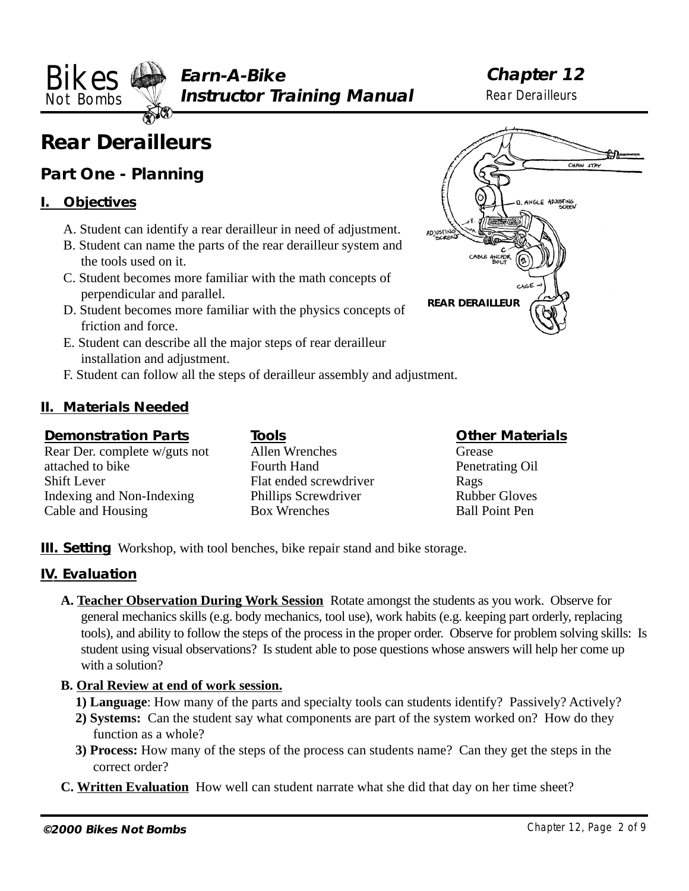# Rear Derailleurs

## Part One - Planning

### I. Objectives

A. Student can identify a rear derailleur in need of adjustment.
B. Student can name the parts of the rear derailleur system and the tools used on it.
C. Student becomes more familiar with the math concepts of perpendicular and parallel.
D. Student becomes more familiar with the physics concepts of friction and force.
E. Student can describe all the major steps of rear derailleur installation and adjustment.
F. Student can follow all the steps of derailleur assembly and adjustment.

REAR DERAILLEUR

### II. Materials Needed

| Demonstration Parts | Tools | Other Materials |
|---|---|---|
| Rear Der. complete w/guts not attached to bike | Allen Wrenches | Grease |
| Shift Lever | Fourth Hand | Penetrating Oil |
| Indexing and Non-Indexing | Flat ended screwdriver | Rags |
| Cable and Housing | Phillips Screwdriver | Rubber Gloves |
| | Box Wrenches | Ball Point Pen |

**III. Setting** Workshop, with tool benches, bike repair stand and bike storage.

### IV. Evaluation

**A. Teacher Observation During Work Session** Rotate amongst the students as you work. Observe for general mechanics skills (e.g. body mechanics, tool use), work habits (e.g. keeping part orderly, replacing tools), and ability to follow the steps of the process in the proper order. Observe for problem solving skills: Is student using visual observations? Is student able to pose questions whose answers will help her come up with a solution?

**B. Oral Review at end of work session.**

**1) Language**: How many of the parts and specialty tools can students identify? Passively? Actively?
**2) Systems:** Can the student say what components are part of the system worked on? How do they function as a whole?
**3) Process:** How many of the steps of the process can students name? Can they get the steps in the correct order?

**C. Written Evaluation** How well can student narrate what she did that day on her time sheet?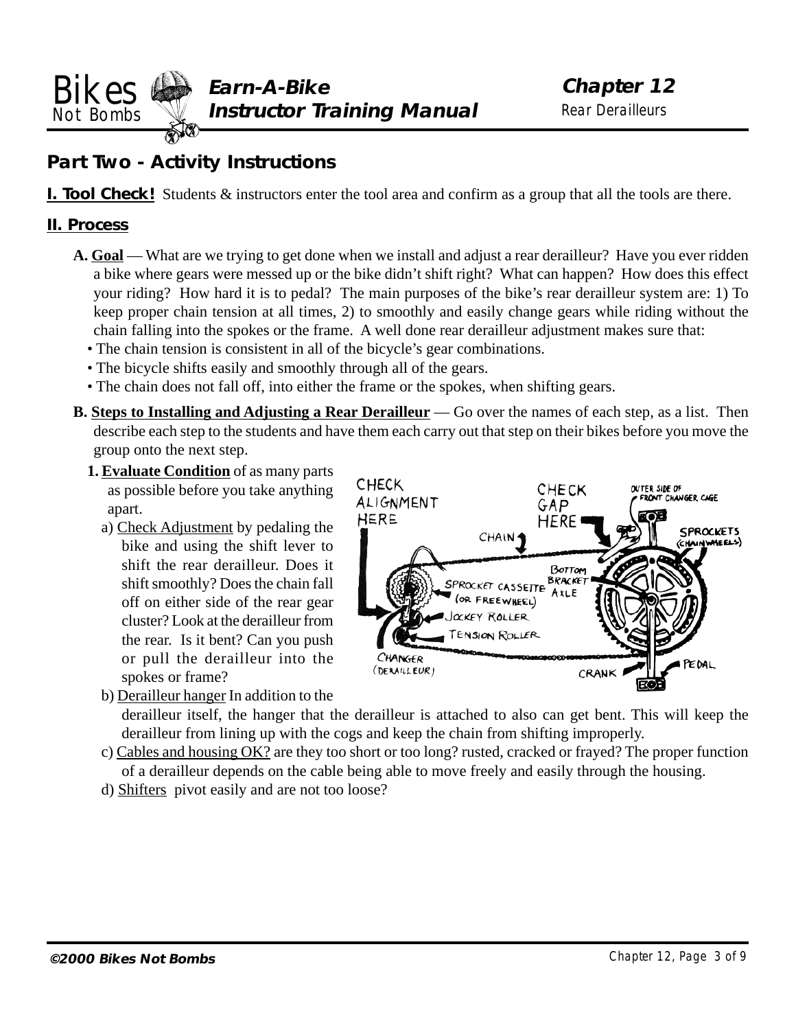## Part Two - Activity Instructions

**I. Tool Check!** Students & instructors enter the tool area and confirm as a group that all the tools are there.

### II. Process

**A. Goal** — What are we trying to get done when we install and adjust a rear derailleur? Have you ever ridden a bike where gears were messed up or the bike didn't shift right? What can happen? How does this effect your riding? How hard it is to pedal? The main purposes of the bike's rear derailleur system are: 1) To keep proper chain tension at all times, 2) to smoothly and easily change gears while riding without the chain falling into the spokes or the frame. A well done rear derailleur adjustment makes sure that:

- The chain tension is consistent in all of the bicycle's gear combinations.
- The bicycle shifts easily and smoothly through all of the gears.
- The chain does not fall off, into either the frame or the spokes, when shifting gears.

**B. Steps to Installing and Adjusting a Rear Derailleur** — Go over the names of each step, as a list. Then describe each step to the students and have them each carry out that step on their bikes before you move the group onto the next step.

**1. Evaluate Condition** of as many parts as possible before you take anything apart.

a) Check Adjustment by pedaling the bike and using the shift lever to shift the rear derailleur. Does it shift smoothly? Does the chain fall off on either side of the rear gear cluster? Look at the derailleur from the rear. Is it bent? Can you push or pull the derailleur into the spokes or frame?

b) Derailleur hanger In addition to the derailleur itself, the hanger that the derailleur is attached to also can get bent. This will keep the derailleur from lining up with the cogs and keep the chain from shifting improperly.

c) Cables and housing OK? are they too short or too long? rusted, cracked or frayed? The proper function of a derailleur depends on the cable being able to move freely and easily through the housing.

d) Shifters pivot easily and are not too loose?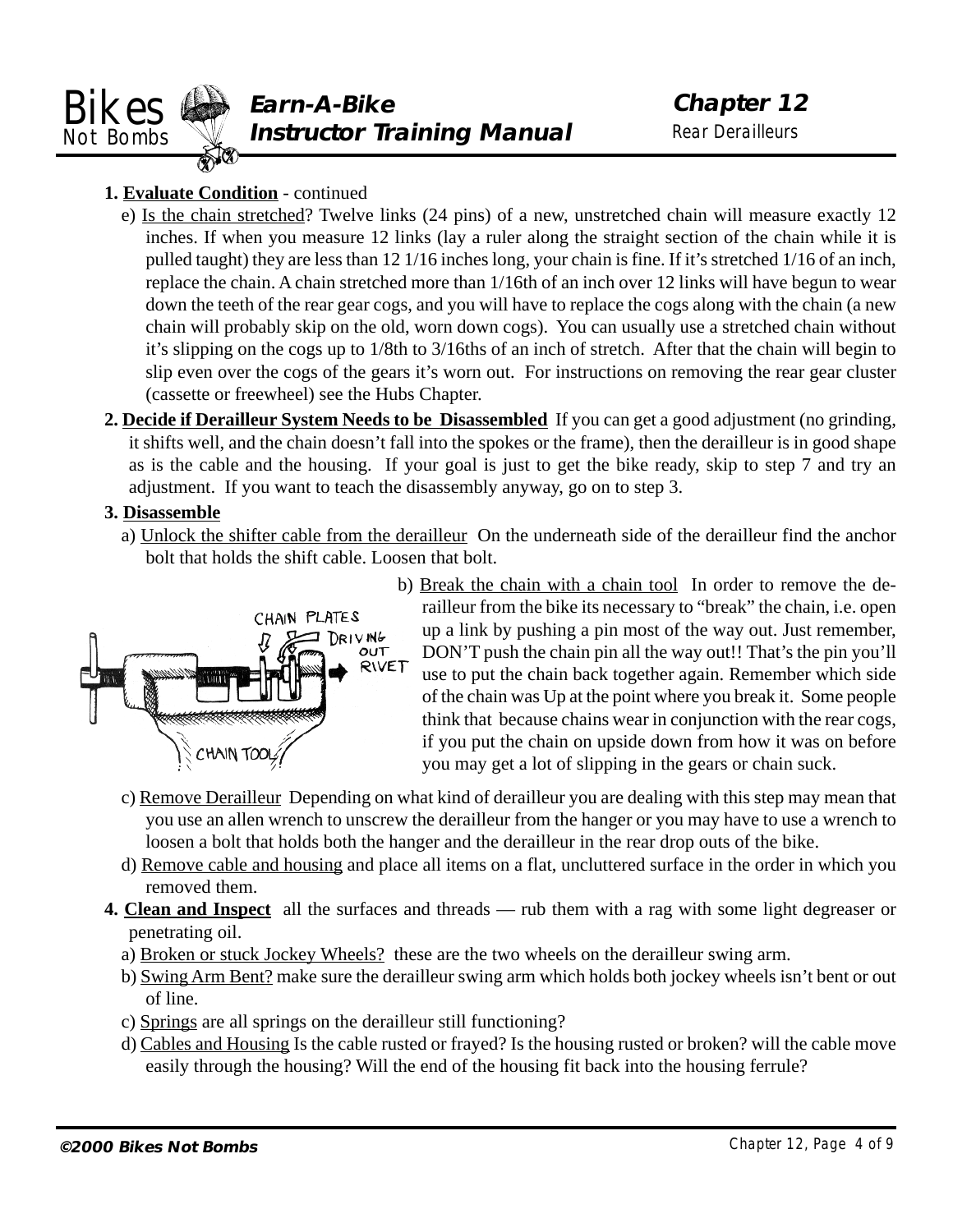**1. Evaluate Condition** - continued

e) Is the chain stretched? Twelve links (24 pins) of a new, unstretched chain will measure exactly 12 inches. If when you measure 12 links (lay a ruler along the straight section of the chain while it is pulled taught) they are less than 12 1/16 inches long, your chain is fine. If it's stretched 1/16 of an inch, replace the chain. A chain stretched more than 1/16th of an inch over 12 links will have begun to wear down the teeth of the rear gear cogs, and you will have to replace the cogs along with the chain (a new chain will probably skip on the old, worn down cogs). You can usually use a stretched chain without it's slipping on the cogs up to 1/8th to 3/16ths of an inch of stretch. After that the chain will begin to slip even over the cogs of the gears it's worn out. For instructions on removing the rear gear cluster (cassette or freewheel) see the Hubs Chapter.

**2. Decide if Derailleur System Needs to be Disassembled** If you can get a good adjustment (no grinding, it shifts well, and the chain doesn't fall into the spokes or the frame), then the derailleur is in good shape as is the cable and the housing. If your goal is just to get the bike ready, skip to step 7 and try an adjustment. If you want to teach the disassembly anyway, go on to step 3.

**3. Disassemble**

a) Unlock the shifter cable from the derailleur On the underneath side of the derailleur find the anchor bolt that holds the shift cable. Loosen that bolt.

b) Break the chain with a chain tool In order to remove the derailleur from the bike its necessary to "break" the chain, i.e. open up a link by pushing a pin most of the way out. Just remember, DON'T push the chain pin all the way out!! That's the pin you'll use to put the chain back together again. Remember which side of the chain was Up at the point where you break it. Some people think that because chains wear in conjunction with the rear cogs, if you put the chain on upside down from how it was on before you may get a lot of slipping in the gears or chain suck.

c) Remove Derailleur Depending on what kind of derailleur you are dealing with this step may mean that you use an allen wrench to unscrew the derailleur from the hanger or you may have to use a wrench to loosen a bolt that holds both the hanger and the derailleur in the rear drop outs of the bike.

d) Remove cable and housing and place all items on a flat, uncluttered surface in the order in which you removed them.

**4. Clean and Inspect** all the surfaces and threads — rub them with a rag with some light degreaser or penetrating oil.

a) Broken or stuck Jockey Wheels? these are the two wheels on the derailleur swing arm.

b) Swing Arm Bent? make sure the derailleur swing arm which holds both jockey wheels isn't bent or out of line.

c) Springs are all springs on the derailleur still functioning?

d) Cables and Housing Is the cable rusted or frayed? Is the housing rusted or broken? will the cable move easily through the housing? Will the end of the housing fit back into the housing ferrule?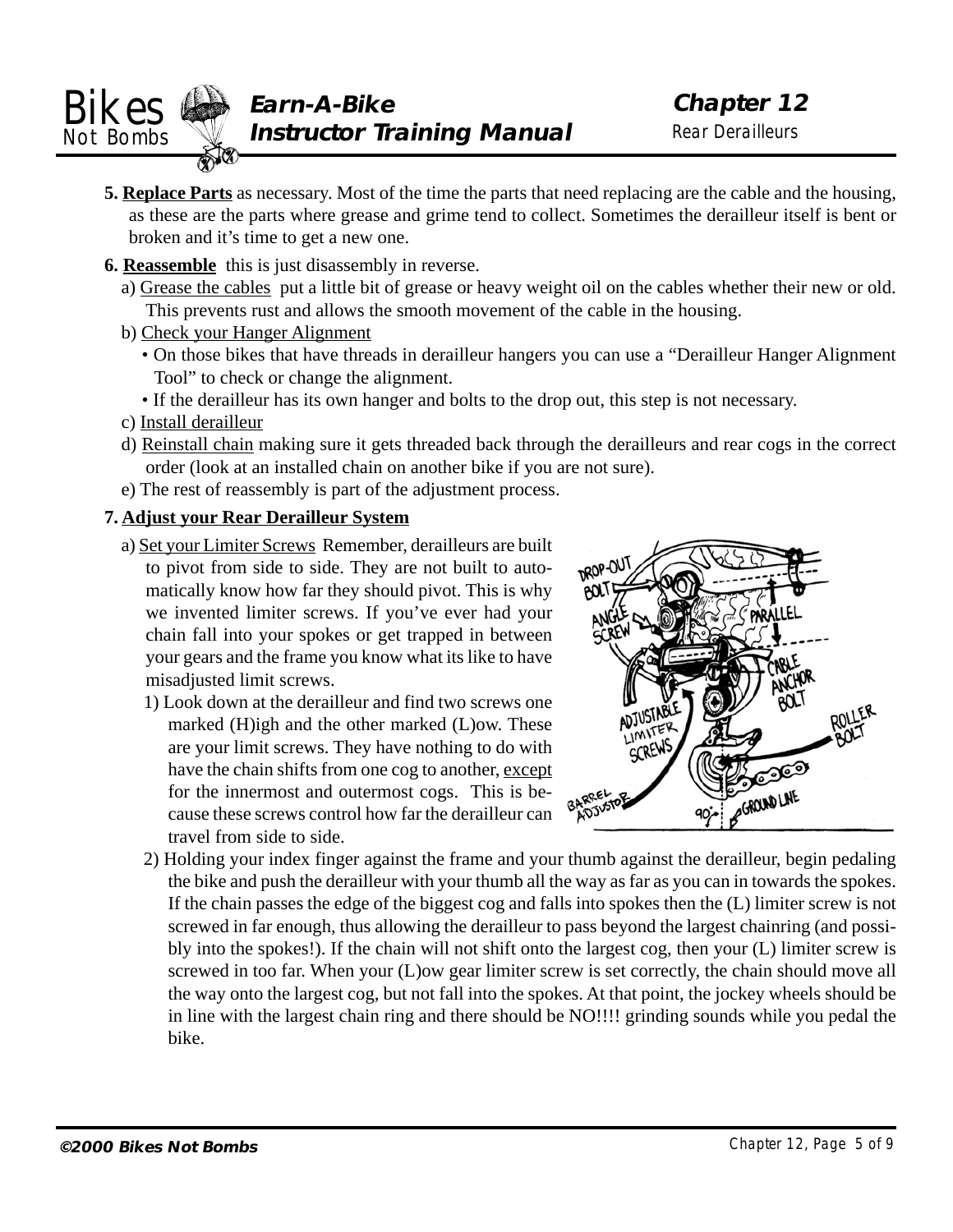5. **Replace Parts** as necessary. Most of the time the parts that need replacing are the cable and the housing, as these are the parts where grease and grime tend to collect. Sometimes the derailleur itself is bent or broken and it's time to get a new one.

6. **Reassemble** this is just disassembly in reverse.

   a) Grease the cables put a little bit of grease or heavy weight oil on the cables whether their new or old. This prevents rust and allows the smooth movement of the cable in the housing.

   b) Check your Hanger Alignment

   - On those bikes that have threads in derailleur hangers you can use a "Derailleur Hanger Alignment Tool" to check or change the alignment.
   - If the derailleur has its own hanger and bolts to the drop out, this step is not necessary.

   c) Install derailleur

   d) Reinstall chain making sure it gets threaded back through the derailleurs and rear cogs in the correct order (look at an installed chain on another bike if you are not sure).

   e) The rest of reassembly is part of the adjustment process.

7. **Adjust your Rear Derailleur System**

   a) Set your Limiter Screws Remember, derailleurs are built to pivot from side to side. They are not built to automatically know how far they should pivot. This is why we invented limiter screws. If you've ever had your chain fall into your spokes or get trapped in between your gears and the frame you know what its like to have misadjusted limit screws.

   1) Look down at the derailleur and find two screws one marked (H)igh and the other marked (L)ow. These are your limit screws. They have nothing to do with have the chain shifts from one cog to another, except for the innermost and outermost cogs. This is because these screws control how far the derailleur can travel from side to side.

   2) Holding your index finger against the frame and your thumb against the derailleur, begin pedaling the bike and push the derailleur with your thumb all the way as far as you can in towards the spokes. If the chain passes the edge of the biggest cog and falls into spokes then the (L) limiter screw is not screwed in far enough, thus allowing the derailleur to pass beyond the largest chainring (and possibly into the spokes!). If the chain will not shift onto the largest cog, then your (L) limiter screw is screwed in too far. When your (L)ow gear limiter screw is set correctly, the chain should move all the way onto the largest cog, but not fall into the spokes. At that point, the jockey wheels should be in line with the largest chain ring and there should be NO!!!! grinding sounds while you pedal the bike.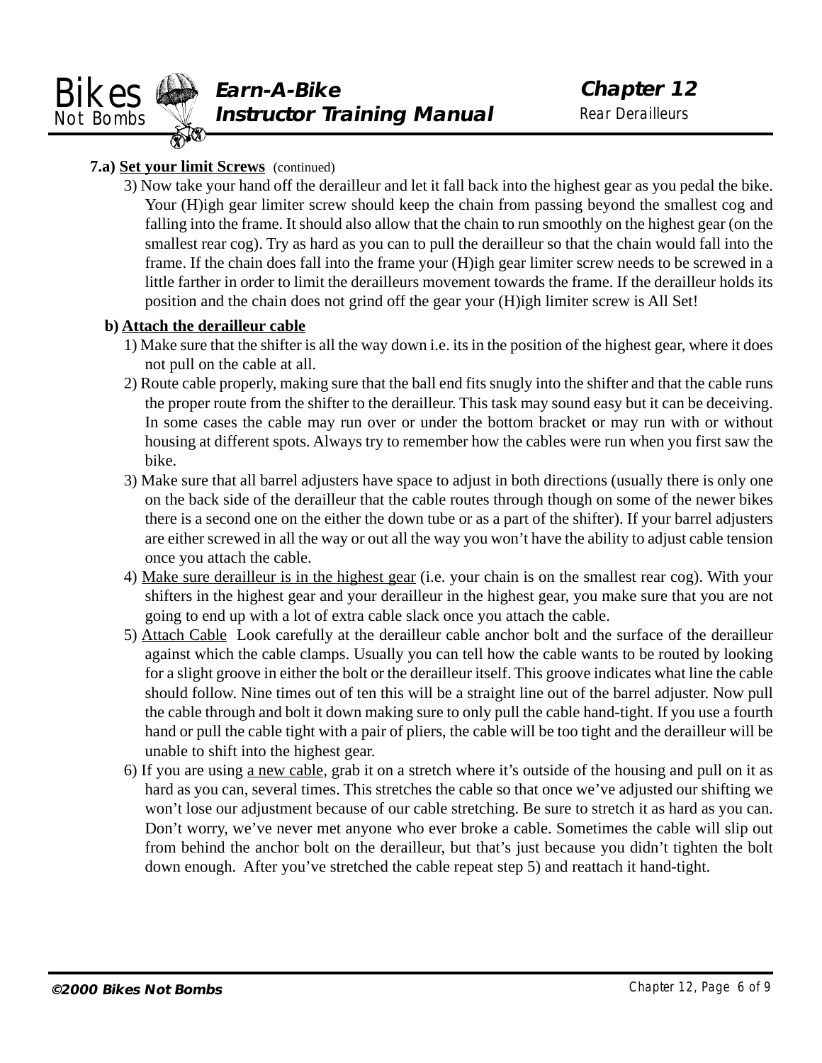**7.a) <u>Set your limit Screws</u>** (continued)

3) Now take your hand off the derailleur and let it fall back into the highest gear as you pedal the bike. Your (H)igh gear limiter screw should keep the chain from passing beyond the smallest cog and falling into the frame. It should also allow that the chain to run smoothly on the highest gear (on the smallest rear cog). Try as hard as you can to pull the derailleur so that the chain would fall into the frame. If the chain does fall into the frame your (H)igh gear limiter screw needs to be screwed in a little farther in order to limit the derailleurs movement towards the frame. If the derailleur holds its position and the chain does not grind off the gear your (H)igh limiter screw is All Set!

**b) <u>Attach the derailleur cable</u>**

1) Make sure that the shifter is all the way down i.e. its in the position of the highest gear, where it does not pull on the cable at all.

2) Route cable properly, making sure that the ball end fits snugly into the shifter and that the cable runs the proper route from the shifter to the derailleur. This task may sound easy but it can be deceiving. In some cases the cable may run over or under the bottom bracket or may run with or without housing at different spots. Always try to remember how the cables were run when you first saw the bike.

3) Make sure that all barrel adjusters have space to adjust in both directions (usually there is only one on the back side of the derailleur that the cable routes through though on some of the newer bikes there is a second one on the either the down tube or as a part of the shifter). If your barrel adjusters are either screwed in all the way or out all the way you won't have the ability to adjust cable tension once you attach the cable.

4) <u>Make sure derailleur is in the highest gear</u> (i.e. your chain is on the smallest rear cog). With your shifters in the highest gear and your derailleur in the highest gear, you make sure that you are not going to end up with a lot of extra cable slack once you attach the cable.

5) <u>Attach Cable</u> Look carefully at the derailleur cable anchor bolt and the surface of the derailleur against which the cable clamps. Usually you can tell how the cable wants to be routed by looking for a slight groove in either the bolt or the derailleur itself. This groove indicates what line the cable should follow. Nine times out of ten this will be a straight line out of the barrel adjuster. Now pull the cable through and bolt it down making sure to only pull the cable hand-tight. If you use a fourth hand or pull the cable tight with a pair of pliers, the cable will be too tight and the derailleur will be unable to shift into the highest gear.

6) If you are using <u>a new cable</u>, grab it on a stretch where it's outside of the housing and pull on it as hard as you can, several times. This stretches the cable so that once we've adjusted our shifting we won't lose our adjustment because of our cable stretching. Be sure to stretch it as hard as you can. Don't worry, we've never met anyone who ever broke a cable. Sometimes the cable will slip out from behind the anchor bolt on the derailleur, but that's just because you didn't tighten the bolt down enough. After you've stretched the cable repeat step 5) and reattach it hand-tight.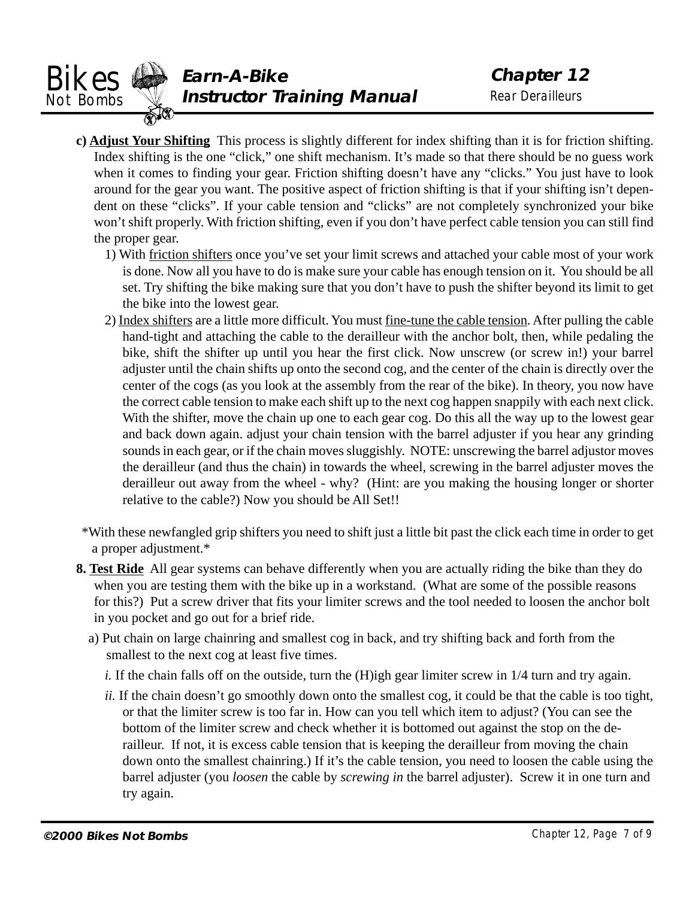**c) Adjust Your Shifting** This process is slightly different for index shifting than it is for friction shifting. Index shifting is the one "click," one shift mechanism. It's made so that there should be no guess work when it comes to finding your gear. Friction shifting doesn't have any "clicks." You just have to look around for the gear you want. The positive aspect of friction shifting is that if your shifting isn't dependent on these "clicks". If your cable tension and "clicks" are not completely synchronized your bike won't shift properly. With friction shifting, even if you don't have perfect cable tension you can still find the proper gear.

1) With friction shifters once you've set your limit screws and attached your cable most of your work is done. Now all you have to do is make sure your cable has enough tension on it. You should be all set. Try shifting the bike making sure that you don't have to push the shifter beyond its limit to get the bike into the lowest gear.

2) Index shifters are a little more difficult. You must fine-tune the cable tension. After pulling the cable hand-tight and attaching the cable to the derailleur with the anchor bolt, then, while pedaling the bike, shift the shifter up until you hear the first click. Now unscrew (or screw in!) your barrel adjuster until the chain shifts up onto the second cog, and the center of the chain is directly over the center of the cogs (as you look at the assembly from the rear of the bike). In theory, you now have the correct cable tension to make each shift up to the next cog happen snappily with each next click. With the shifter, move the chain up one to each gear cog. Do this all the way up to the lowest gear and back down again. adjust your chain tension with the barrel adjuster if you hear any grinding sounds in each gear, or if the chain moves sluggishly. NOTE: unscrewing the barrel adjustor moves the derailleur (and thus the chain) in towards the wheel, screwing in the barrel adjuster moves the derailleur out away from the wheel - why? (Hint: are you making the housing longer or shorter relative to the cable?) Now you should be All Set!!

*With these newfangled grip shifters you need to shift just a little bit past the click each time in order to get a proper adjustment.*

**8. Test Ride** All gear systems can behave differently when you are actually riding the bike than they do when you are testing them with the bike up in a workstand. (What are some of the possible reasons for this?) Put a screw driver that fits your limiter screws and the tool needed to loosen the anchor bolt in you pocket and go out for a brief ride.

a) Put chain on large chainring and smallest cog in back, and try shifting back and forth from the smallest to the next cog at least five times.

*i.* If the chain falls off on the outside, turn the (H)igh gear limiter screw in 1/4 turn and try again.

*ii.* If the chain doesn't go smoothly down onto the smallest cog, it could be that the cable is too tight, or that the limiter screw is too far in. How can you tell which item to adjust? (You can see the bottom of the limiter screw and check whether it is bottomed out against the stop on the derailleur. If not, it is excess cable tension that is keeping the derailleur from moving the chain down onto the smallest chainring.) If it's the cable tension, you need to loosen the cable using the barrel adjuster (you *loosen* the cable by *screwing in* the barrel adjuster). Screw it in one turn and try again.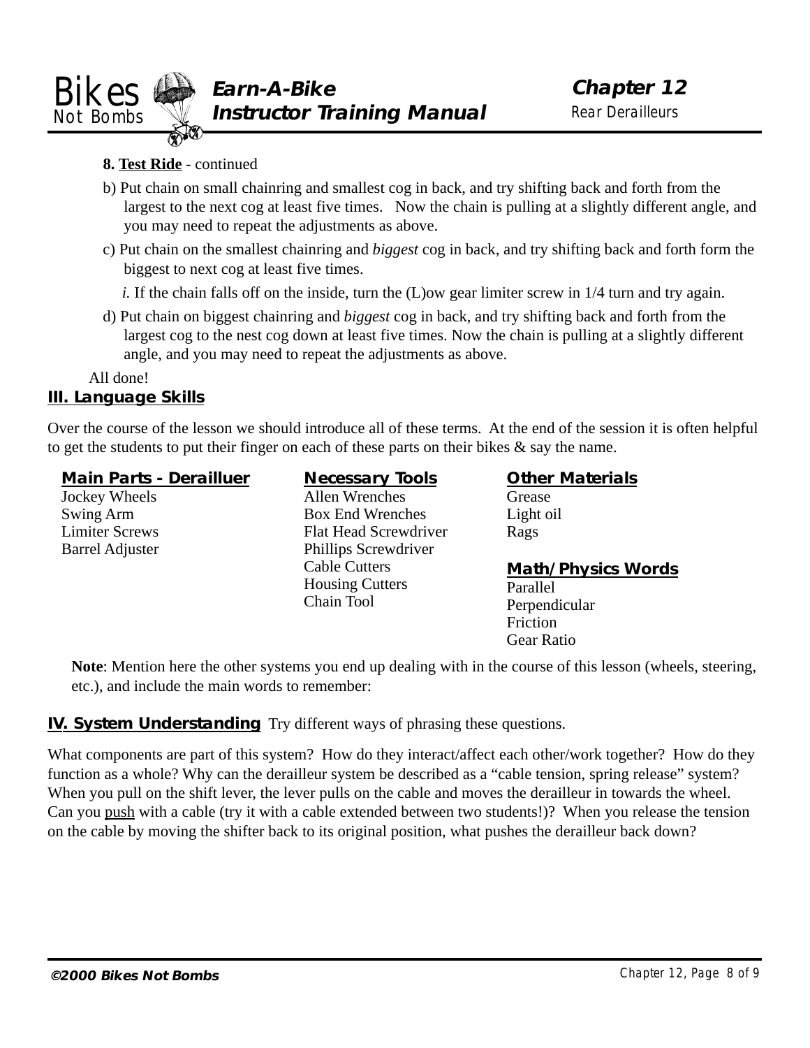**8. Test Ride** - continued

b) Put chain on small chainring and smallest cog in back, and try shifting back and forth from the largest to the next cog at least five times.   Now the chain is pulling at a slightly different angle, and you may need to repeat the adjustments as above.

c) Put chain on the smallest chainring and *biggest* cog in back, and try shifting back and forth form the biggest to next cog at least five times.

*i.* If the chain falls off on the inside, turn the (L)ow gear limiter screw in 1/4 turn and try again.

d) Put chain on biggest chainring and *biggest* cog in back, and try shifting back and forth from the largest cog to the nest cog down at least five times. Now the chain is pulling at a slightly different angle, and you may need to repeat the adjustments as above.

All done!

## III. Language Skills

Over the course of the lesson we should introduce all of these terms.  At the end of the session it is often helpful to get the students to put their finger on each of these parts on their bikes & say the name.

**Main Parts - Derailluer**

Jockey Wheels
Swing Arm
Limiter Screws
Barrel Adjuster

**Necessary Tools**

Allen Wrenches
Box End Wrenches
Flat Head Screwdriver
Phillips Screwdriver
Cable Cutters
Housing Cutters
Chain Tool

**Other Materials**

Grease
Light oil
Rags

**Math/Physics Words**

Parallel
Perpendicular
Friction
Gear Ratio

**Note**: Mention here the other systems you end up dealing with in the course of this lesson (wheels, steering, etc.), and include the main words to remember:

## IV. System Understanding

Try different ways of phrasing these questions.

What components are part of this system?  How do they interact/affect each other/work together?  How do they function as a whole? Why can the derailleur system be described as a "cable tension, spring release" system? When you pull on the shift lever, the lever pulls on the cable and moves the derailleur in towards the wheel. Can you push with a cable (try it with a cable extended between two students!)?  When you release the tension on the cable by moving the shifter back to its original position, what pushes the derailleur back down?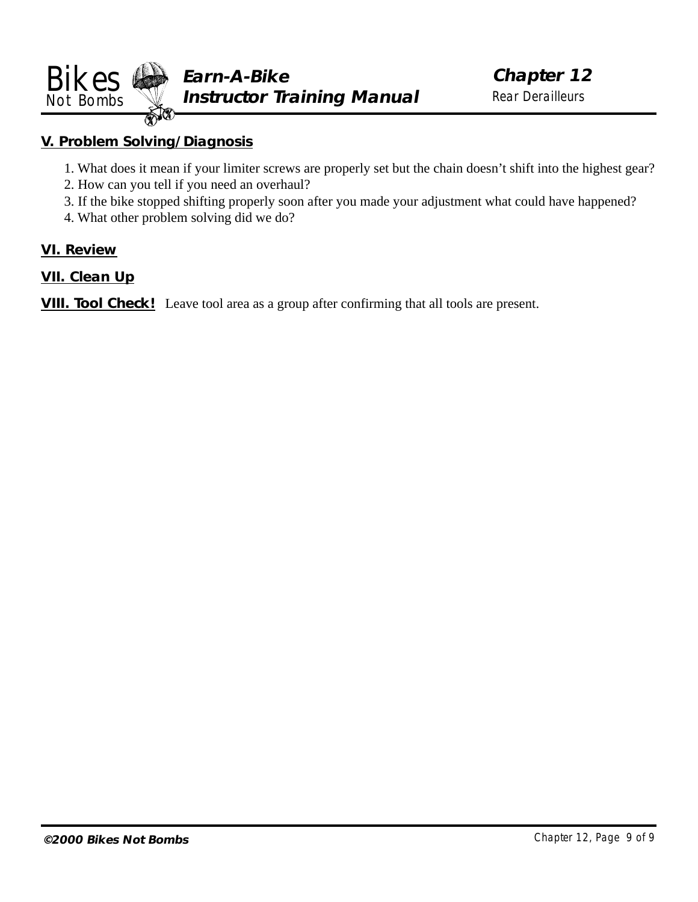**V. Problem Solving/Diagnosis**

1. What does it mean if your limiter screws are properly set but the chain doesn't shift into the highest gear?
2. How can you tell if you need an overhaul?
3. If the bike stopped shifting properly soon after you made your adjustment what could have happened?
4. What other problem solving did we do?

**VI. Review**

**VII. Clean Up**

**VIII. Tool Check!** Leave tool area as a group after confirming that all tools are present.

*©2000 Bikes Not Bombs*